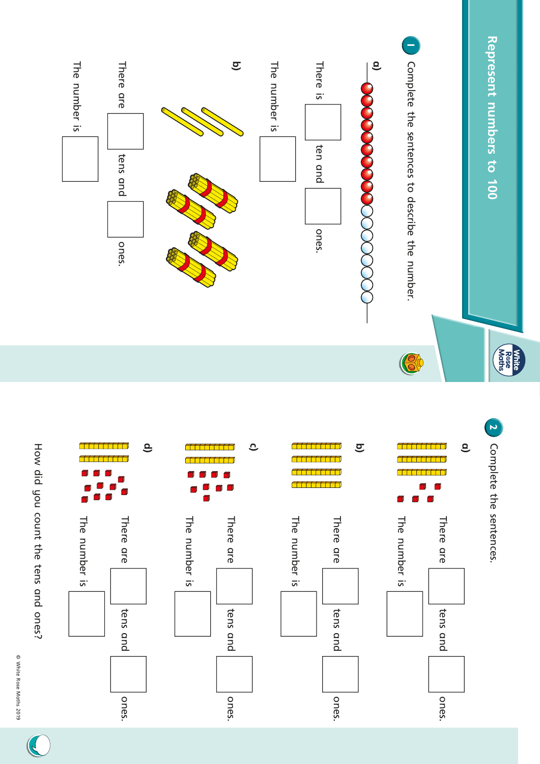# Represent numbers to 100

**1** Complete the sentences to describe the number.

**a)**

There is ☐ ten and ☐ ones.

The number is ☐

**b)**

There are ☐ tens and ☐ ones.

The number is ☐

**2** Complete the sentences.

**a)**

There are ☐ tens and ☐ ones.

The number is ☐

**b)**

There are ☐ tens and ☐ ones.

The number is ☐

**c)**

There are ☐ tens and ☐ ones.

The number is ☐

**d)**

There are ☐ tens and ☐ ones.

The number is ☐

How did you count the tens and ones?

© White Rose Maths 2019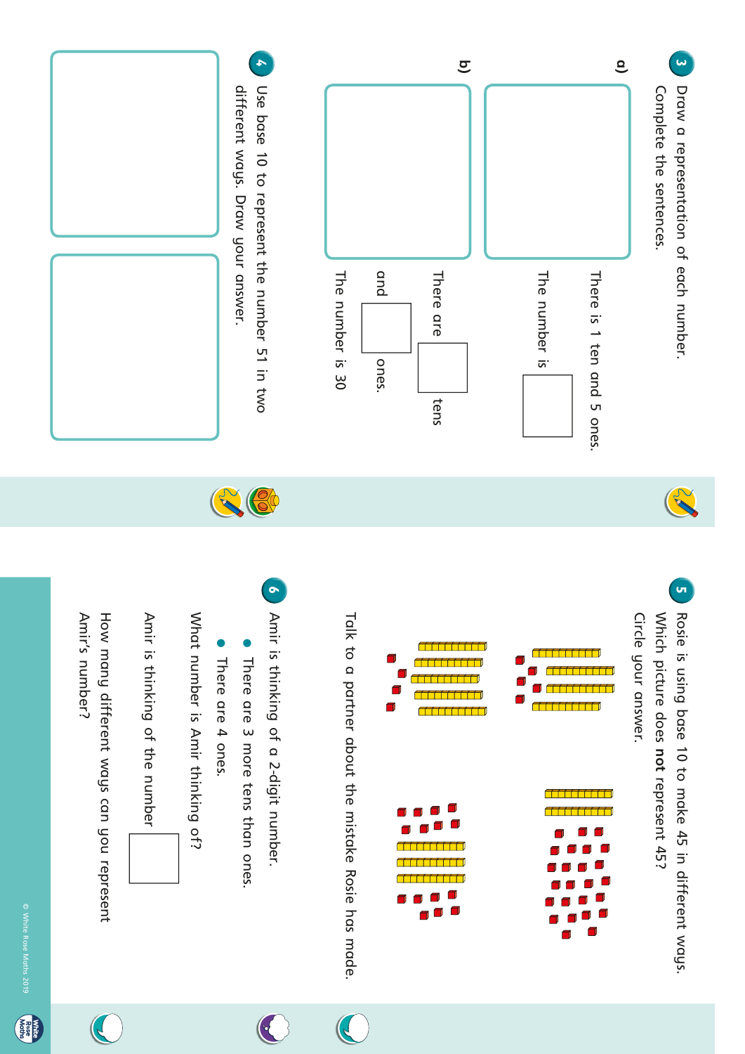**3** Draw a representation of each number.
Complete the sentences.

a)

There is 1 ten and 5 ones.

The number is ☐

b)

There are ☐ tens and ☐ ones.

The number is 30

**4** Use base 10 to represent the number 51 in two different ways. Draw your answer.

**5** Rosie is using base 10 to make 45 in different ways.
Which picture does **not** represent 45?
Circle your answer.

Talk to a partner about the mistake Rosie has made.

**6** Amir is thinking of a 2-digit number.

- There are 3 more tens than ones.
- There are 4 ones.

What number is Amir thinking of?

Amir is thinking of the number ☐

How many different ways can you represent Amir's number?